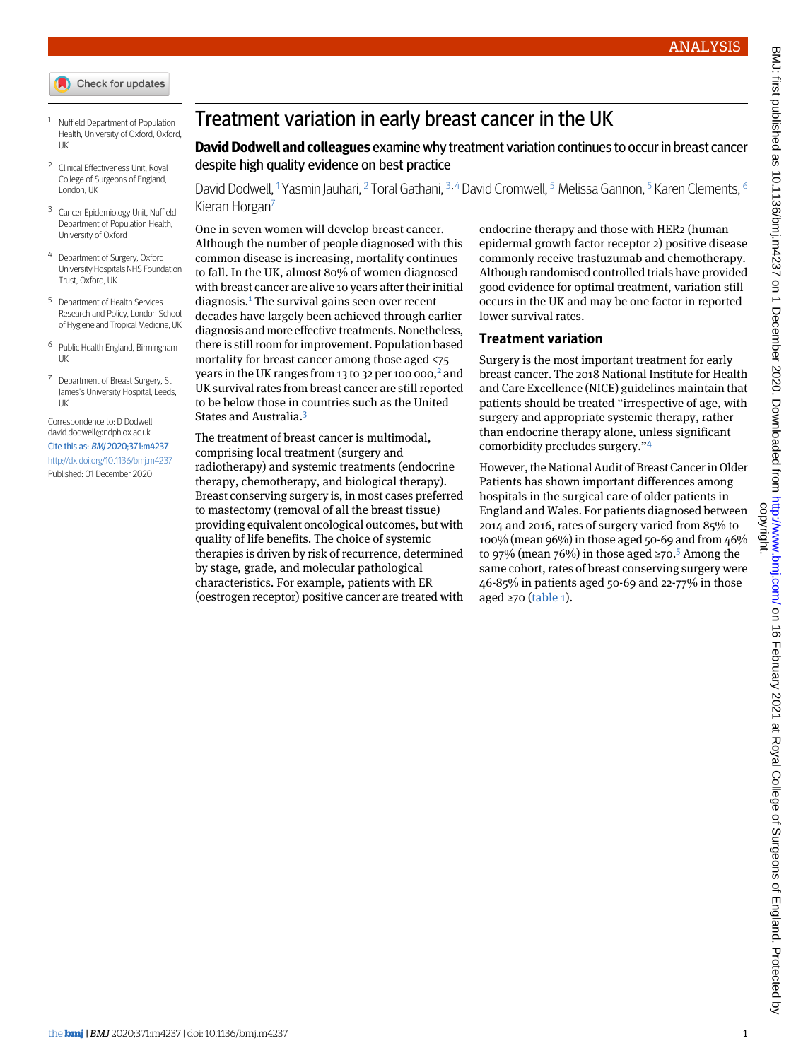ANALYSIS

# Treatment variation in early breast cancer in the UK

**David Dodwell and colleagues** examine why treatment variation continues to occur in breast cancer despite high quality evidence on best practice

David Dodwell,[1] Yasmin Jauhari,[2] Toral Gathani,[3,4] David Cromwell,[5] Melissa Gannon,[5] Karen Clements,[6] Kieran Horgan[7]

1. Nuffield Department of Population Health, University of Oxford, Oxford, UK
2. Clinical Effectiveness Unit, Royal College of Surgeons of England, London, UK
3. Cancer Epidemiology Unit, Nuffield Department of Population Health, University of Oxford
4. Department of Surgery, Oxford University Hospitals NHS Foundation Trust, Oxford, UK
5. Department of Health Services Research and Policy, London School of Hygiene and Tropical Medicine, UK
6. Public Health England, Birmingham UK
7. Department of Breast Surgery, St James's University Hospital, Leeds, UK

Correspondence to: D Dodwell david.dodwell@ndph.ox.ac.uk

Cite this as: *BMJ* 2020;371:m4237

http://dx.doi.org/10.1136/bmj.m4237

Published: 01 December 2020

One in seven women will develop breast cancer. Although the number of people diagnosed with this common disease is increasing, mortality continues to fall. In the UK, almost 80% of women diagnosed with breast cancer are alive 10 years after their initial diagnosis.[1] The survival gains seen over recent decades have largely been achieved through earlier diagnosis and more effective treatments. Nonetheless, there is still room for improvement. Population based mortality for breast cancer among those aged <75 years in the UK ranges from 13 to 32 per 100 000,[2] and UK survival rates from breast cancer are still reported to be below those in countries such as the United States and Australia.[3]

The treatment of breast cancer is multimodal, comprising local treatment (surgery and radiotherapy) and systemic treatments (endocrine therapy, chemotherapy, and biological therapy). Breast conserving surgery is, in most cases preferred to mastectomy (removal of all the breast tissue) providing equivalent oncological outcomes, but with quality of life benefits. The choice of systemic therapies is driven by risk of recurrence, determined by stage, grade, and molecular pathological characteristics. For example, patients with ER (oestrogen receptor) positive cancer are treated with endocrine therapy and those with HER2 (human epidermal growth factor receptor 2) positive disease commonly receive trastuzumab and chemotherapy. Although randomised controlled trials have provided good evidence for optimal treatment, variation still occurs in the UK and may be one factor in reported lower survival rates.

## Treatment variation

Surgery is the most important treatment for early breast cancer. The 2018 National Institute for Health and Care Excellence (NICE) guidelines maintain that patients should be treated "irrespective of age, with surgery and appropriate systemic therapy, rather than endocrine therapy alone, unless significant comorbidity precludes surgery."[4]

However, the National Audit of Breast Cancer in Older Patients has shown important differences among hospitals in the surgical care of older patients in England and Wales. For patients diagnosed between 2014 and 2016, rates of surgery varied from 85% to 100% (mean 96%) in those aged 50-69 and from 46% to 97% (mean 76%) in those aged ≥70.[5] Among the same cohort, rates of breast conserving surgery were 46-85% in patients aged 50-69 and 22-77% in those aged ≥70 (table 1).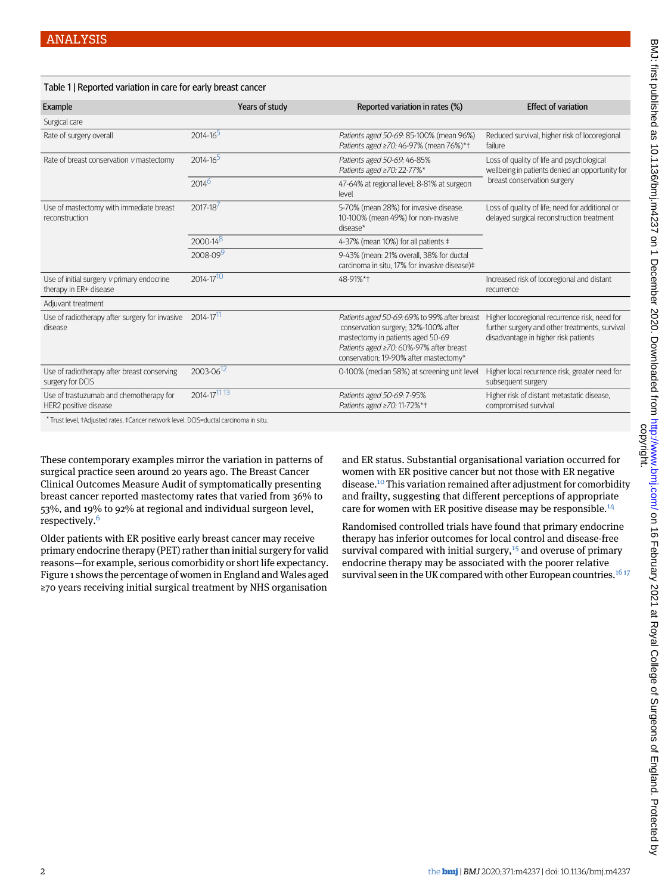Table 1 | Reported variation in care for early breast cancer

| Example | Years of study | Reported variation in rates (%) | Effect of variation |
|---|---|---|---|
| Surgical care | | | |
| Rate of surgery overall | 2014-16[5] | *Patients aged 50-69:* 85-100% (mean 96%) *Patients aged ≥70:* 46-97% (mean 76%)*† | Reduced survival, higher risk of locoregional failure |
| Rate of breast conservation *v* mastectomy | 2014-16[5] | *Patients aged 50-69:* 46-85% *Patients aged ≥70:* 22-77%* | Loss of quality of life and psychological wellbeing in patients denied an opportunity for breast conservation surgery |
| | 2014[6] | 47-64% at regional level; 8-81% at surgeon level | |
| Use of mastectomy with immediate breast reconstruction | 2017-18[7] | 5-70% (mean 28%) for invasive disease. 10-100% (mean 49%) for non-invasive disease* | Loss of quality of life; need for additional or delayed surgical reconstruction treatment |
| | 2000-14[8] | 4-37% (mean 10%) for all patients ‡ | |
| | 2008-09[9] | 9-43% (mean: 21% overall, 38% for ductal carcinoma in situ, 17% for invasive disease)‡ | |
| Use of initial surgery *v* primary endocrine therapy in ER+ disease | 2014-17[10] | 48-91%*† | Increased risk of locoregional and distant recurrence |
| Adjuvant treatment | | | |
| Use of radiotherapy after surgery for invasive disease | 2014-17[11] | *Patients aged 50-69:* 69% to 99% after breast conservation surgery; 32%-100% after mastectomy in patients aged 50-69 *Patients aged ≥70:* 60%-97% after breast conservation; 19-90% after mastectomy* | Higher locoregional recurrence risk, need for further surgery and other treatments, survival disadvantage in higher risk patients |
| Use of radiotherapy after breast conserving surgery for DCIS | 2003-06[12] | 0-100% (median 58%) at screening unit level | Higher local recurrence risk, greater need for subsequent surgery |
| Use of trastuzumab and chemotherapy for HER2 positive disease | 2014-17[11 13] | *Patients aged 50-69:* 7-95% *Patients aged ≥70:* 11-72%*† | Higher risk of distant metastatic disease, compromised survival |

* Trust level, †Adjusted rates, ‡Cancer network level. DCIS=ductal carcinoma in situ.

These contemporary examples mirror the variation in patterns of surgical practice seen around 20 years ago. The Breast Cancer Clinical Outcomes Measure Audit of symptomatically presenting breast cancer reported mastectomy rates that varied from 36% to 53%, and 19% to 92% at regional and individual surgeon level, respectively.[6]

Older patients with ER positive early breast cancer may receive primary endocrine therapy (PET) rather than initial surgery for valid reasons—for example, serious comorbidity or short life expectancy. Figure 1 shows the percentage of women in England and Wales aged ≥70 years receiving initial surgical treatment by NHS organisation and ER status. Substantial organisational variation occurred for women with ER positive cancer but not those with ER negative disease.[10] This variation remained after adjustment for comorbidity and frailty, suggesting that different perceptions of appropriate care for women with ER positive disease may be responsible.[14]

Randomised controlled trials have found that primary endocrine therapy has inferior outcomes for local control and disease-free survival compared with initial surgery,[15] and overuse of primary endocrine therapy may be associated with the poorer relative survival seen in the UK compared with other European countries.[16 17]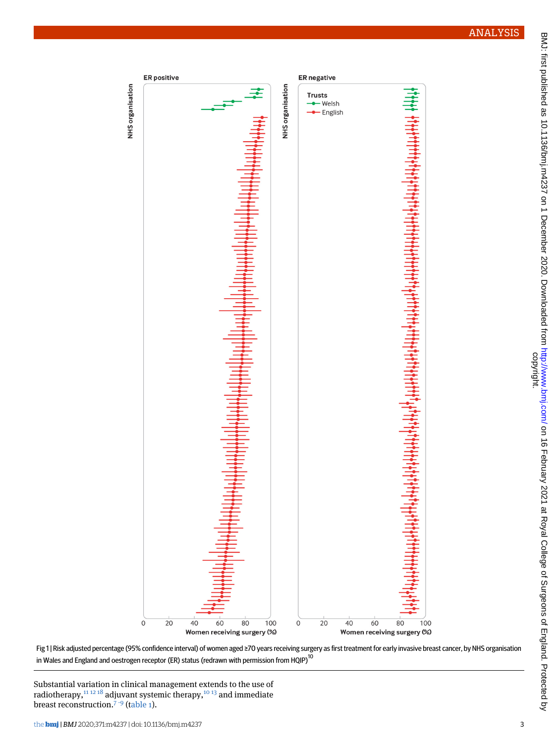ER positive

NHS organisation

0
20
40
60
80
100
Women receiving surgery (%)

ER negative

NHS organisation

Trusts
Welsh
English

0
20
40
60
80
100
Women receiving surgery (%)

Fig 1 | Risk adjusted percentage (95% confidence interval) of women aged ≥70 years receiving surgery as first treatment for early invasive breast cancer, by NHS organisation in Wales and England and oestrogen receptor (ER) status (redrawn with permission from HQIP)[10]

Substantial variation in clinical management extends to the use of radiotherapy,[11 12 18] adjuvant systemic therapy,[10 13] and immediate breast reconstruction.[7-9] (table 1).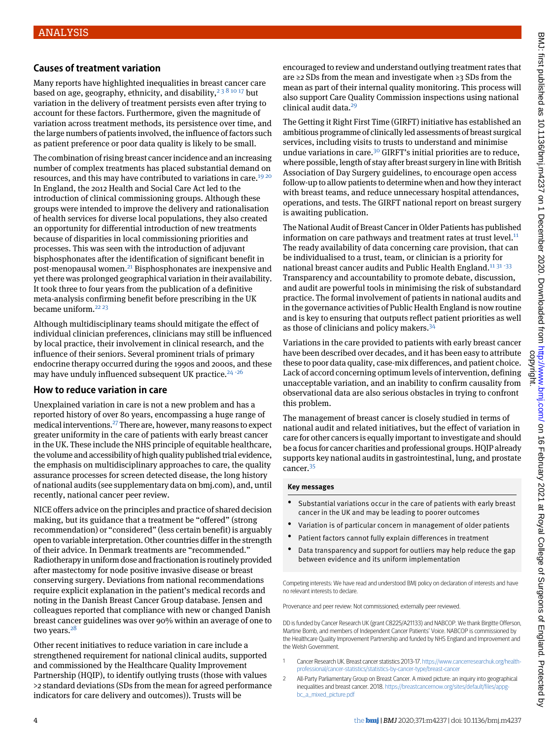## Causes of treatment variation

Many reports have highlighted inequalities in breast cancer care based on age, geography, ethnicity, and disability,[2 3 8 10 17] but variation in the delivery of treatment persists even after trying to account for these factors. Furthermore, given the magnitude of variation across treatment methods, its persistence over time, and the large numbers of patients involved, the influence of factors such as patient preference or poor data quality is likely to be small.

The combination of rising breast cancer incidence and an increasing number of complex treatments has placed substantial demand on resources, and this may have contributed to variations in care.[19 20] In England, the 2012 Health and Social Care Act led to the introduction of clinical commissioning groups. Although these groups were intended to improve the delivery and rationalisation of health services for diverse local populations, they also created an opportunity for differential introduction of new treatments because of disparities in local commissioning priorities and processes. This was seen with the introduction of adjuvant bisphosphonates after the identification of significant benefit in post-menopausal women.[21] Bisphosphonates are inexpensive and yet there was prolonged geographical variation in their availability. It took three to four years from the publication of a definitive meta-analysis confirming benefit before prescribing in the UK became uniform.[22 23]

Although multidisciplinary teams should mitigate the effect of individual clinician preferences, clinicians may still be influenced by local practice, their involvement in clinical research, and the influence of their seniors. Several prominent trials of primary endocrine therapy occurred during the 1990s and 2000s, and these may have unduly influenced subsequent UK practice.[24-26]

## How to reduce variation in care

Unexplained variation in care is not a new problem and has a reported history of over 80 years, encompassing a huge range of medical interventions.[27] There are, however, many reasons to expect greater uniformity in the care of patients with early breast cancer in the UK. These include the NHS principle of equitable healthcare, the volume and accessibility of high quality published trial evidence, the emphasis on multidisciplinary approaches to care, the quality assurance processes for screen detected disease, the long history of national audits (see supplementary data on bmj.com), and, until recently, national cancer peer review.

NICE offers advice on the principles and practice of shared decision making, but its guidance that a treatment be "offered" (strong recommendation) or "considered" (less certain benefit) is arguably open to variable interpretation. Other countries differ in the strength of their advice. In Denmark treatments are "recommended." Radiotherapy in uniform dose and fractionation is routinely provided after mastectomy for node positive invasive disease or breast conserving surgery. Deviations from national recommendations require explicit explanation in the patient's medical records and noting in the Danish Breast Cancer Group database. Jensen and colleagues reported that compliance with new or changed Danish breast cancer guidelines was over 90% within an average of one to two years.[28]

Other recent initiatives to reduce variation in care include a strengthened requirement for national clinical audits, supported and commissioned by the Healthcare Quality Improvement Partnership (HQIP), to identify outlying trusts (those with values >2 standard deviations (SDs from the mean for agreed performance indicators for care delivery and outcomes)). Trusts will be encouraged to review and understand outlying treatment rates that are ≥2 SDs from the mean and investigate when ≥3 SDs from the mean as part of their internal quality monitoring. This process will also support Care Quality Commission inspections using national clinical audit data.[29]

The Getting it Right First Time (GIRFT) initiative has established an ambitious programme of clinically led assessments of breast surgical services, including visits to trusts to understand and minimise undue variations in care.[30] GIRFT's initial priorities are to reduce, where possible, length of stay after breast surgery in line with British Association of Day Surgery guidelines, to encourage open access follow-up to allow patients to determine when and how they interact with breast teams, and reduce unnecessary hospital attendances, operations, and tests. The GIRFT national report on breast surgery is awaiting publication.

The National Audit of Breast Cancer in Older Patients has published information on care pathways and treatment rates at trust level.[11] The ready availability of data concerning care provision, that can be individualised to a trust, team, or clinician is a priority for national breast cancer audits and Public Health England.[11 31-33] Transparency and accountability to promote debate, discussion, and audit are powerful tools in minimising the risk of substandard practice. The formal involvement of patients in national audits and in the governance activities of Public Health England is now routine and is key to ensuring that outputs reflect patient priorities as well as those of clinicians and policy makers.[34]

Variations in the care provided to patients with early breast cancer have been described over decades, and it has been easy to attribute these to poor data quality, case-mix differences, and patient choice. Lack of accord concerning optimum levels of intervention, defining unacceptable variation, and an inability to confirm causality from observational data are also serious obstacles in trying to confront this problem.

The management of breast cancer is closely studied in terms of national audit and related initiatives, but the effect of variation in care for other cancers is equally important to investigate and should be a focus for cancer charities and professional groups. HQIP already supports key national audits in gastrointestinal, lung, and prostate cancer.[35]

**Key messages**

- Substantial variations occur in the care of patients with early breast cancer in the UK and may be leading to poorer outcomes
- Variation is of particular concern in management of older patients
- Patient factors cannot fully explain differences in treatment
- Data transparency and support for outliers may help reduce the gap between evidence and its uniform implementation

Competing interests: We have read and understood BMJ policy on declaration of interests and have no relevant interests to declare.

Provenance and peer review: Not commissioned; externally peer reviewed.

DD is funded by Cancer Research UK (grant C8225/A21133) and NABCOP. We thank Birgitte Offerson, Martine Bomb, and members of Independent Cancer Patients' Voice. NABCOP is commissioned by the Healthcare Quality Improvement Partnership and funded by NHS England and Improvement and the Welsh Government.

1 Cancer Research UK. Breast cancer statistics 2013-17. https://www.cancerresearchuk.org/health-professional/cancer-statistics/statistics-by-cancer-type/breast-cancer

2 All-Party Parliamentary Group on Breast Cancer. A mixed picture: an inquiry into geographical inequalities and breast cancer. 2018. https://breastcancernow.org/sites/default/files/appg-bc_a_mixed_picture.pdf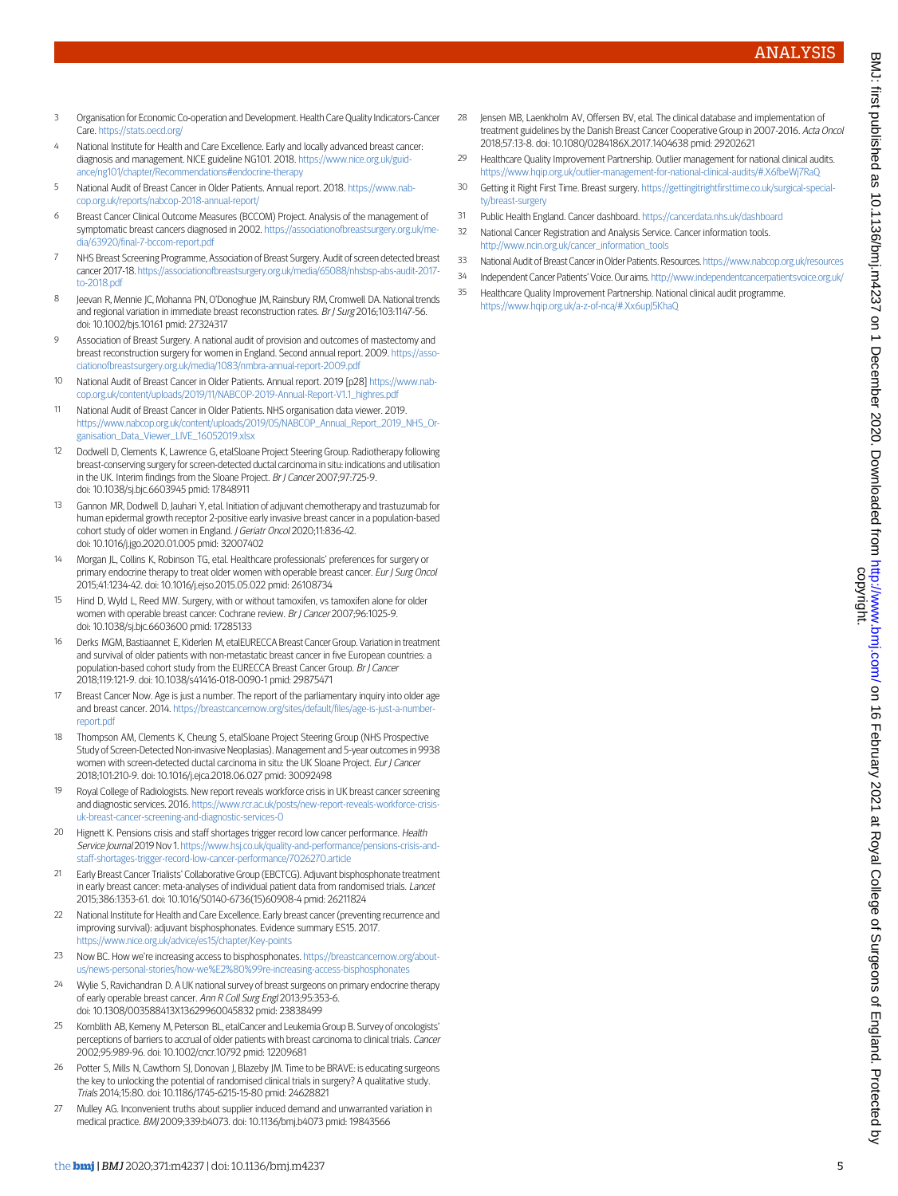3. Organisation for Economic Co-operation and Development. Health Care Quality Indicators-Cancer Care. https://stats.oecd.org/
4. National Institute for Health and Care Excellence. Early and locally advanced breast cancer: diagnosis and management. NICE guideline NG101. 2018. https://www.nice.org.uk/guidance/ng101/chapter/Recommendations#endocrine-therapy
5. National Audit of Breast Cancer in Older Patients. Annual report. 2018. https://www.nabcop.org.uk/reports/nabcop-2018-annual-report/
6. Breast Cancer Clinical Outcome Measures (BCCOM) Project. Analysis of the management of symptomatic breast cancers diagnosed in 2002. https://associationofbreastsurgery.org.uk/media/63920/final-7-bccom-report.pdf
7. NHS Breast Screening Programme, Association of Breast Surgery. Audit of screen detected breast cancer 2017-18. https://associationofbreastsurgery.org.uk/media/65088/nhsbsp-abs-audit-2017-to-2018.pdf
8. Jeevan R, Mennie JC, Mohanna PN, O'Donoghue JM, Rainsbury RM, Cromwell DA. National trends and regional variation in immediate breast reconstruction rates. *Br J Surg* 2016;103:1147-56. doi: 10.1002/bjs.10161 pmid: 27324317
9. Association of Breast Surgery. A national audit of provision and outcomes of mastectomy and breast reconstruction surgery for women in England. Second annual report. 2009. https://associationofbreastsurgery.org.uk/media/1083/nmbra-annual-report-2009.pdf
10. National Audit of Breast Cancer in Older Patients. Annual report. 2019 [p28] https://www.nabcop.org.uk/content/uploads/2019/11/NABCOP-2019-Annual-Report-V1.1_highres.pdf
11. National Audit of Breast Cancer in Older Patients. NHS organisation data viewer. 2019. https://www.nabcop.org.uk/content/uploads/2019/05/NABCOP_Annual_Report_2019_NHS_Organisation_Data_Viewer_LIVE_16052019.xlsx
12. Dodwell D, Clements K, Lawrence G, etalSloane Project Steering Group. Radiotherapy following breast-conserving surgery for screen-detected ductal carcinoma in situ: indications and utilisation in the UK. Interim findings from the Sloane Project. *Br J Cancer* 2007;97:725-9. doi: 10.1038/sj.bjc.6603945 pmid: 17848911
13. Gannon MR, Dodwell D, Jauhari Y, etal. Initiation of adjuvant chemotherapy and trastuzumab for human epidermal growth receptor 2-positive early invasive breast cancer in a population-based cohort study of older women in England. *J Geriatr Oncol* 2020;11:836-42. doi: 10.1016/j.jgo.2020.01.005 pmid: 32007402
14. Morgan JL, Collins K, Robinson TG, etal. Healthcare professionals' preferences for surgery or primary endocrine therapy to treat older women with operable breast cancer. *Eur J Surg Oncol* 2015;41:1234-42. doi: 10.1016/j.ejso.2015.05.022 pmid: 26108734
15. Hind D, Wyld L, Reed MW. Surgery, with or without tamoxifen, vs tamoxifen alone for older women with operable breast cancer: Cochrane review. *Br J Cancer* 2007;96:1025-9. doi: 10.1038/sj.bjc.6603600 pmid: 17285133
16. Derks MGM, Bastiaannet E, Kiderlen M, etalEURECCA Breast Cancer Group. Variation in treatment and survival of older patients with non-metastatic breast cancer in five European countries: a population-based cohort study from the EURECCA Breast Cancer Group. *Br J Cancer* 2018;119:121-9. doi: 10.1038/s41416-018-0090-1 pmid: 29875471
17. Breast Cancer Now. Age is just a number. The report of the parliamentary inquiry into older age and breast cancer. 2014. https://breastcancernow.org/sites/default/files/age-is-just-a-number-report.pdf
18. Thompson AM, Clements K, Cheung S, etalSloane Project Steering Group (NHS Prospective Study of Screen-Detected Non-invasive Neoplasias). Management and 5-year outcomes in 9938 women with screen-detected ductal carcinoma in situ: the UK Sloane Project. *Eur J Cancer* 2018;101:210-9. doi: 10.1016/j.ejca.2018.06.027 pmid: 30092498
19. Royal College of Radiologists. New report reveals workforce crisis in UK breast cancer screening and diagnostic services. 2016. https://www.rcr.ac.uk/posts/new-report-reveals-workforce-crisis-uk-breast-cancer-screening-and-diagnostic-services-0
20. Hignett K. Pensions crisis and staff shortages trigger record low cancer performance. *Health Service Journal* 2019 Nov 1. https://www.hsj.co.uk/quality-and-performance/pensions-crisis-and-staff-shortages-trigger-record-low-cancer-performance/7026270.article
21. Early Breast Cancer Trialists' Collaborative Group (EBCTCG). Adjuvant bisphosphonate treatment in early breast cancer: meta-analyses of individual patient data from randomised trials. *Lancet* 2015;386:1353-61. doi: 10.1016/S0140-6736(15)60908-4 pmid: 26211824
22. National Institute for Health and Care Excellence. Early breast cancer (preventing recurrence and improving survival): adjuvant bisphosphonates. Evidence summary ES15. 2017. https://www.nice.org.uk/advice/es15/chapter/Key-points
23. Now BC. How we're increasing access to bisphosphonates. https://breastcancernow.org/about-us/news-personal-stories/how-we%E2%80%99re-increasing-access-bisphosphonates
24. Wylie S, Ravichandran D. A UK national survey of breast surgeons on primary endocrine therapy of early operable breast cancer. *Ann R Coll Surg Engl* 2013;95:353-6. doi: 10.1308/003588413X13629960045832 pmid: 23838499
25. Kornblith AB, Kemeny M, Peterson BL, etalCancer and Leukemia Group B. Survey of oncologists' perceptions of barriers to accrual of older patients with breast carcinoma to clinical trials. *Cancer* 2002;95:989-96. doi: 10.1002/cncr.10792 pmid: 12209681
26. Potter S, Mills N, Cawthorn SJ, Donovan J, Blazeby JM. Time to be BRAVE: is educating surgeons the key to unlocking the potential of randomised clinical trials in surgery? A qualitative study. *Trials* 2014;15:80. doi: 10.1186/1745-6215-15-80 pmid: 24628821
27. Mulley AG. Inconvenient truths about supplier induced demand and unwarranted variation in medical practice. *BMJ* 2009;339:b4073. doi: 10.1136/bmj.b4073 pmid: 19843566
28. Jensen MB, Laenkholm AV, Offersen BV, etal. The clinical database and implementation of treatment guidelines by the Danish Breast Cancer Cooperative Group in 2007-2016. *Acta Oncol* 2018;57:13-8. doi: 10.1080/0284186X.2017.1404638 pmid: 29202621
29. Healthcare Quality Improvement Partnership. Outlier management for national clinical audits. https://www.hqip.org.uk/outlier-management-for-national-clinical-audits/#.X6fbeWj7RaQ
30. Getting it Right First Time. Breast surgery. https://gettingitrightfirsttime.co.uk/surgical-specialty/breast-surgery
31. Public Health England. Cancer dashboard. https://cancerdata.nhs.uk/dashboard
32. National Cancer Registration and Analysis Service. Cancer information tools. http://www.ncin.org.uk/cancer_information_tools
33. National Audit of Breast Cancer in Older Patients. Resources. https://www.nabcop.org.uk/resources
34. Independent Cancer Patients' Voice. Our aims. http://www.independentcancerpatientsvoice.org.uk/
35. Healthcare Quality Improvement Partnership. National clinical audit programme. https://www.hqip.org.uk/a-z-of-nca/#.Xx6upJ5KhaQ